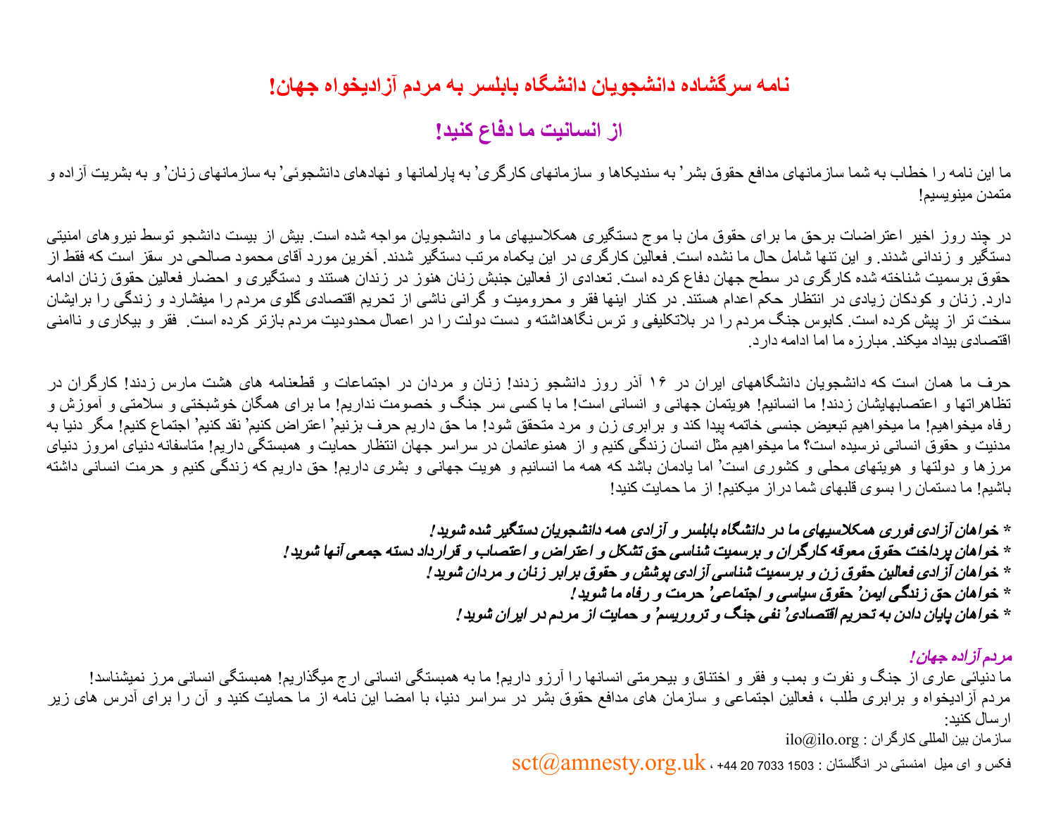# نامه سرگشاده دانشجویان دانشگاه بابلسر به مردم آزادیخواه جهان!

## از انسانیت ما دفاع کنید!

ما این نامه را خطاب به شما سازمانهای مدافع حقوق بشر، به سندیکاها و سازمانهای کارگری، به پارلمانها و نهادهای دانشجوئی، به سازمانهای زنان، و به بشریت آزاده و متمدن مینویسیم!

در چند روز اخیر اعتراضات برحق ما برای حقوق مان با موج دستگیری همکلاسیهای ما و دانشجویان مواجه شده است. بیش از بیست دانشجو توسط نیروهای امنیتی دستگیر و زندانی شدند. و این تنها شامل حال ما نشده است. فعالین کارگری در این یکماه مرتب دستگیر شدند. آخرین مورد آقای محمود صالحی در سقز است که فقط از حقوق برسمیت شناخته شده کارگری در سطح جهان دفاع کرده است. تعدادی از فعالین جنبش زنان هنوز در زندان هستند و دستگیری و احضار فعالین حقوق زنان ادامه دارد. زنان و کودکان زیادی در انتظار حکم اعدام هستند. در کنار اینها فقر و محرومیت و گرانی ناشی از تحریم اقتصادی گلوی مردم را میفشارد و زندگی را برایشان سخت تر از پیش کرده است. کابوس جنگ مردم را در بلاتکلیفی و ترس نگاهداشته و دست دولت را در اعمال محدودیت مردم بازتر کرده است. فقر و بیکاری و ناامنی اقتصادی بیداد میکند. مبارزه ما اما ادامه دارد.

حرف ما همان است که دانشجویان دانشگاههای ایران در ۱۶ آذر روز دانشجو زدند! زنان و مردان در اجتماعات و قطعنامه های هشت مارس زدند! کارگران در تظاهراتها و اعتصابهایشان زدند! ما انسانیم! هویتمان جهانی و انسانی است! ما با کسی سر جنگ و خصومت نداریم! ما برای همگان خوشبختی و سلامتی و آموزش و رفاه میخواهیم! ما میخواهیم تبعیض جنسی خاتمه پیدا کند و برابری زن و مرد متحقق شود! ما حق داریم حرف بزنیم، اعتراض کنیم، نقد کنیم، اجتماع کنیم! مگر دنیا به مدنیت و حقوق انسانی نرسیده است؟ ما میخواهیم مثل انسان زندگی کنیم و از همنوعانمان در سراسر جهان انتظار حمایت و همبستگی داریم! متاسفانه دنیای امروز دنیای مرزها و دولتها و هویتهای محلی و کشوری است، اما یادمان باشد که همه ما انسانیم و هویت جهانی و بشری داریم! حق داریم که زندگی کنیم و حرمت انسانی داشته باشیم! ما دستمان را بسوی قلبهای شما دراز میکنیم! از ما حمایت کنید!

***\* خواهان آزادی فوری همکلاسیهای ما در دانشگاه بابلسر و آزادی همه دانشجویان دستگیر شده شوید!***
***\* خواهان پرداخت حقوق معوقه کارگران و برسمیت شناسی حق تشکل و اعتراض و اعتصاب و قرارداد دسته جمعی آنها شوید!***
***\* خواهان آزادی فعالین حقوق زن و برسمیت شناسی آزادی پوشش و حقوق برابر زنان و مردان شوید!***
***\* خواهان حق زندگی ایمن، حقوق سیاسی و اجتماعی، حرمت و رفاه ما شوید!***
***\* خواهان پایان دادن به تحریم اقتصادی، نفی جنگ و تروریسم، و حمایت از مردم در ایران شوید!***

*مردم آزاده جهان!*

ما دنیائی عاری از جنگ و نفرت و بمب و فقر و اختناق و بیحرمتی انسانها را آرزو داریم! ما به همبستگی انسانی ارج میگذاریم! همبستگی انسانی مرز نمیشناسد!
مردم آزادیخواه و برابری طلب ، فعالین اجتماعی و سازمان های مدافع حقوق بشر در سراسر دنیا، با امضا این نامه از ما حمایت کنید و آن را برای آدرس های زیر ارسال کنید:

سازمان بین المللی کارگران : ilo@ilo.org

فکس و ای میل امنستی در انگلستان : 1503 7033 20 44+ ، sct@amnesty.org.uk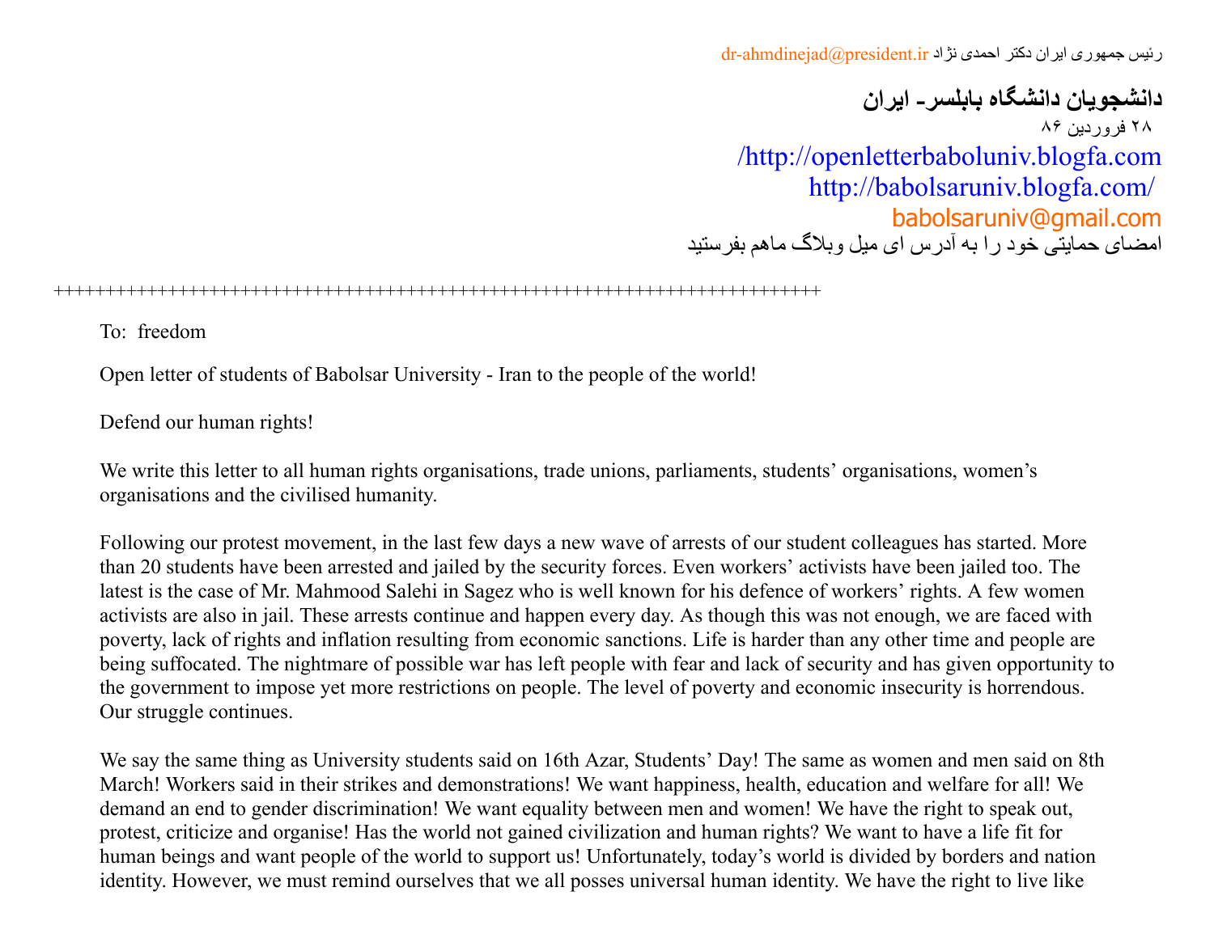رئیس جمهوری ایران دکتر احمدی نژاد dr-ahmdinejad@president.ir

**دانشجویان دانشگاه بابلسر- ایران**

۲۸ فروردین ۸۶

/http://openletterbaboluniv.blogfa.com

http://babolsaruniv.blogfa.com/

babolsaruniv@gmail.com

امضای حمایتی خود را به آدرس ای میل وبلاگ ماهم بفرستید

++++++++++++++++++++++++++++++++++++++++++++++++++++++++++++++++++++++++++

To: freedom

Open letter of students of Babolsar University - Iran to the people of the world!

Defend our human rights!

We write this letter to all human rights organisations, trade unions, parliaments, students' organisations, women's organisations and the civilised humanity.

Following our protest movement, in the last few days a new wave of arrests of our student colleagues has started. More than 20 students have been arrested and jailed by the security forces. Even workers' activists have been jailed too. The latest is the case of Mr. Mahmood Salehi in Sagez who is well known for his defence of workers' rights. A few women activists are also in jail. These arrests continue and happen every day. As though this was not enough, we are faced with poverty, lack of rights and inflation resulting from economic sanctions. Life is harder than any other time and people are being suffocated. The nightmare of possible war has left people with fear and lack of security and has given opportunity to the government to impose yet more restrictions on people. The level of poverty and economic insecurity is horrendous. Our struggle continues.

We say the same thing as University students said on 16th Azar, Students' Day! The same as women and men said on 8th March! Workers said in their strikes and demonstrations! We want happiness, health, education and welfare for all! We demand an end to gender discrimination! We want equality between men and women! We have the right to speak out, protest, criticize and organise! Has the world not gained civilization and human rights? We want to have a life fit for human beings and want people of the world to support us! Unfortunately, today's world is divided by borders and nation identity. However, we must remind ourselves that we all posses universal human identity. We have the right to live like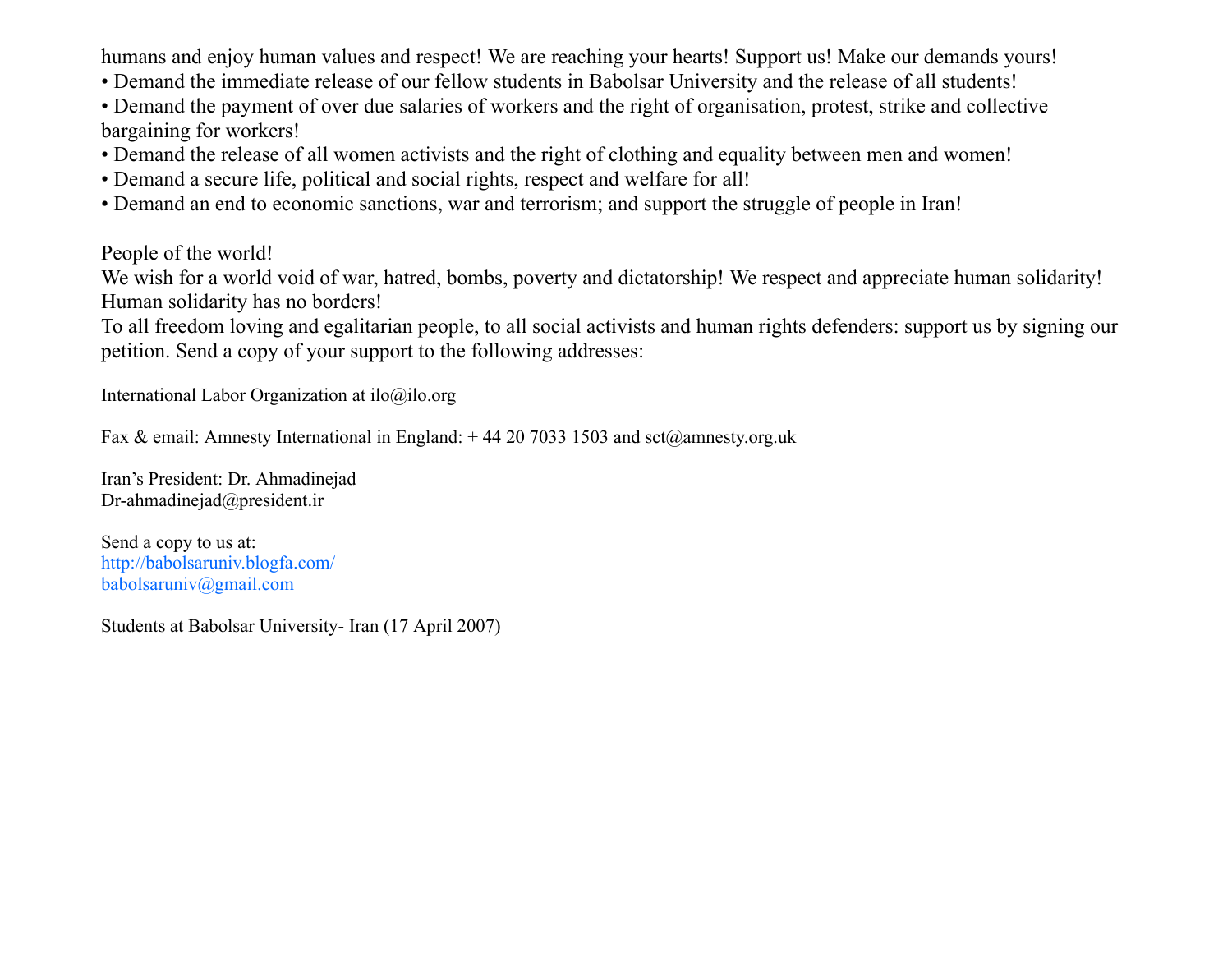humans and enjoy human values and respect! We are reaching your hearts! Support us! Make our demands yours!

- Demand the immediate release of our fellow students in Babolsar University and the release of all students!
- Demand the payment of over due salaries of workers and the right of organisation, protest, strike and collective bargaining for workers!
- Demand the release of all women activists and the right of clothing and equality between men and women!
- Demand a secure life, political and social rights, respect and welfare for all!
- Demand an end to economic sanctions, war and terrorism; and support the struggle of people in Iran!

People of the world!
We wish for a world void of war, hatred, bombs, poverty and dictatorship! We respect and appreciate human solidarity! Human solidarity has no borders!
To all freedom loving and egalitarian people, to all social activists and human rights defenders: support us by signing our petition. Send a copy of your support to the following addresses:

International Labor Organization at ilo@ilo.org

Fax & email: Amnesty International in England: + 44 20 7033 1503 and sct@amnesty.org.uk

Iran's President: Dr. Ahmadinejad
Dr-ahmadinejad@president.ir

Send a copy to us at:
http://babolsaruniv.blogfa.com/
babolsaruniv@gmail.com

Students at Babolsar University- Iran (17 April 2007)